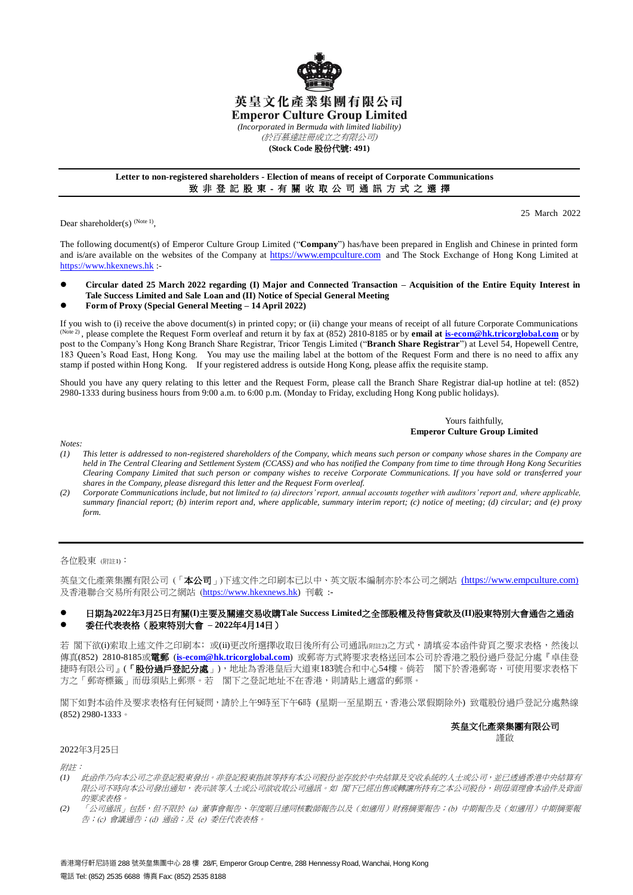# 英皇文化產業集團有限公司
# Emperor Culture Group Limited

*(Incorporated in Bermuda with limited liability)*
*(於百慕達註冊成立之有限公司)*
**(Stock Code 股份代號: 491)**

---

**Letter to non-registered shareholders - Election of means of receipt of Corporate Communications**
**致 非 登 記 股 東 - 有 關 收 取 公 司 通 訊 方 式 之 選 擇**

---

25 March 2022

Dear shareholder(s) (Note 1),

The following document(s) of Emperor Culture Group Limited ("**Company**") has/have been prepared in English and Chinese in printed form and is/are available on the websites of the Company at https://www.empculture.com and The Stock Exchange of Hong Kong Limited at https://www.hkexnews.hk :-

- **Circular dated 25 March 2022 regarding (I) Major and Connected Transaction – Acquisition of the Entire Equity Interest in Tale Success Limited and Sale Loan and (II) Notice of Special General Meeting**
- **Form of Proxy (Special General Meeting – 14 April 2022)**

If you wish to (i) receive the above document(s) in printed copy; or (ii) change your means of receipt of all future Corporate Communications (Note 2), please complete the Request Form overleaf and return it by fax at (852) 2810-8185 or by **email at is-ecom@hk.tricorglobal.com** or by post to the Company's Hong Kong Branch Share Registrar, Tricor Tengis Limited ("**Branch Share Registrar**") at Level 54, Hopewell Centre, 183 Queen's Road East, Hong Kong. You may use the mailing label at the bottom of the Request Form and there is no need to affix any stamp if posted within Hong Kong. If your registered address is outside Hong Kong, please affix the requisite stamp.

Should you have any query relating to this letter and the Request Form, please call the Branch Share Registrar dial-up hotline at tel: (852) 2980-1333 during business hours from 9:00 a.m. to 6:00 p.m. (Monday to Friday, excluding Hong Kong public holidays).

Yours faithfully,
**Emperor Culture Group Limited**

*Notes:*

*(1) This letter is addressed to non-registered shareholders of the Company, which means such person or company whose shares in the Company are held in The Central Clearing and Settlement System (CCASS) and who has notified the Company from time to time through Hong Kong Securities Clearing Company Limited that such person or company wishes to receive Corporate Communications. If you have sold or transferred your shares in the Company, please disregard this letter and the Request Form overleaf.*

*(2) Corporate Communications include, but not limited to (a) directors' report, annual accounts together with auditors' report and, where applicable, summary financial report; (b) interim report and, where applicable, summary interim report; (c) notice of meeting; (d) circular; and (e) proxy form.*

---

各位股東 (附註1)：

英皇文化產業集團有限公司（「**本公司**」)下述文件之印刷本已以中、英文版本編制亦於本公司之網站 (https://www.empculture.com) 及香港聯合交易所有限公司之網站 (https://www.hkexnews.hk) 刊載 :-

- **日期為2022年3月25日有關(I)主要及關連交易收購Tale Success Limited之全部股權及待售貸款及(II)股東特別大會通告之通函**
- **委任代表表格（股東特別大會 – 2022年4月14日）**

若 閣下欲(i)索取上述文件之印刷本；或(ii)更改所選擇收取日後所有公司通訊(附註2)之方式，請填妥本函件背頁之要求表格，然後以傳真(852) 2810-8185或**電郵** (**is-ecom@hk.tricorglobal.com**) 或郵寄方式將要求表格送回本公司於香港之股份過戶登記分處『卓佳登捷時有限公司』(「**股份過戶登記分處**」)，地址為香港皇后大道東183號合和中心54樓。倘若 閣下於香港郵寄，可使用要求表格下方之「郵寄標籤」而毋須貼上郵票。若 閣下之登記地址不在香港，則請貼上適當的郵票。

閣下如對本函件及要求表格有任何疑問，請於上午9時至下午6時 (星期一至星期五，香港公眾假期除外) 致電股份過戶登記分處熱線 (852) 2980-1333。

**英皇文化產業集團有限公司**
謹啟

2022年3月25日

*附註：*

*(1) 此函件乃向本公司之非登記股東發出。非登記股東指該等持有本公司股份並存放於中央結算及交收系統的人士或公司，並已透過香港中央結算有限公司不時向本公司發出通知，表示該等人士或公司欲收取公司通訊。如 閣下已經出售或轉讓所持有之本公司股份，則毋須理會本函件及背面的要求表格。*

*(2) 「公司通訊」包括，但不限於 (a) 董事會報告、年度賬目連同核數師報告以及（如適用）財務摘要報告；(b) 中期報告及（如適用）中期摘要報告；(c) 會議通告；(d) 通函；及 (e) 委任代表表格。*

香港灣仔軒尼詩道 288 號英皇集團中心 28 樓 28/F, Emperor Group Centre, 288 Hennessy Road, Wanchai, Hong Kong
電話 Tel: (852) 2535 6688 傳真 Fax: (852) 2535 8188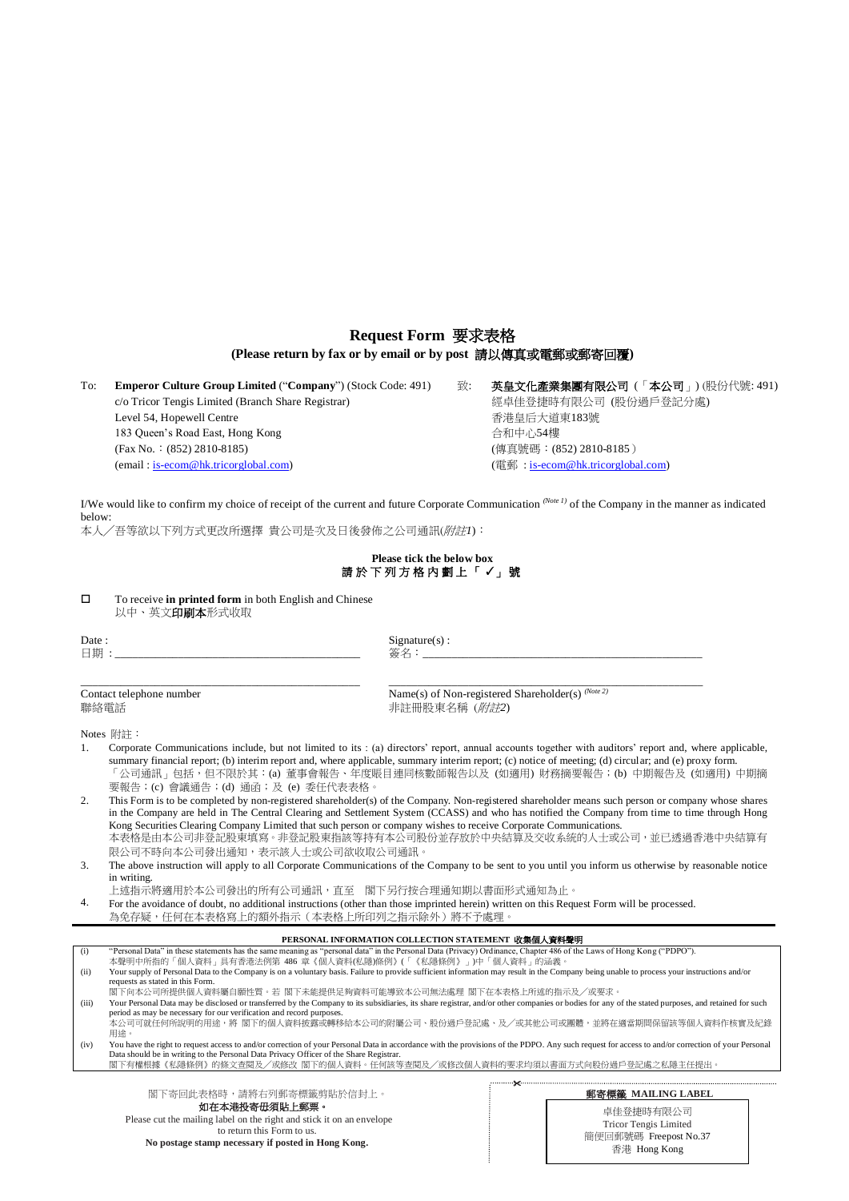# Request Form 要求表格

**(Please return by fax or by email or by post 請以傳真或電郵或郵寄回覆)**

To: **Emperor Culture Group Limited** ("**Company**") (Stock Code: 491)
c/o Tricor Tengis Limited (Branch Share Registrar)
Level 54, Hopewell Centre
183 Queen's Road East, Hong Kong
(Fax No.：(852) 2810-8185)
(email : is-ecom@hk.tricorglobal.com)

致: **英皇文化產業集團有限公司**（「**本公司**」) (股份代號: 491)
經卓佳登捷時有限公司 (股份過戶登記分處)
香港皇后大道東183號
合和中心54樓
(傳真號碼：(852) 2810-8185）
(電郵 ：is-ecom@hk.tricorglobal.com)

I/We would like to confirm my choice of receipt of the current and future Corporate Communication *(Note 1)* of the Company in the manner as indicated below:
本人／吾等欲以下列方式更改所選擇 貴公司是次及日後發佈之公司通訊(*附註1*)：

**Please tick the below box**
**請於下列方格內劃上「✓」號**

☐ To receive **in printed form** in both English and Chinese
以中、英文**印刷本**形式收取

Date :
日期：\_\_\_\_\_\_\_\_\_\_\_\_\_\_\_\_\_\_\_\_\_\_\_\_\_\_\_\_\_\_

Signature(s) :
簽名：\_\_\_\_\_\_\_\_\_\_\_\_\_\_\_\_\_\_\_\_\_\_\_\_\_\_\_\_\_\_

\_\_\_\_\_\_\_\_\_\_\_\_\_\_\_\_\_\_\_\_\_\_\_\_\_\_\_\_\_\_
Contact telephone number
聯絡電話

\_\_\_\_\_\_\_\_\_\_\_\_\_\_\_\_\_\_\_\_\_\_\_\_\_\_\_\_\_\_
Name(s) of Non-registered Shareholder(s) *(Note 2)*
非註冊股東名稱 (*附註2*)

Notes 附註：

1. Corporate Communications include, but not limited to its : (a) directors' report, annual accounts together with auditors' report and, where applicable, summary financial report; (b) interim report and, where applicable, summary interim report; (c) notice of meeting; (d) circular; and (e) proxy form.
「公司通訊」包括，但不限於其：(a) 董事會報告、年度賬目連同核數師報告以及 (如適用) 財務摘要報告；(b) 中期報告及 (如適用) 中期摘要報告；(c) 會議通告；(d) 通函；及 (e) 委任代表表格。
2. This Form is to be completed by non-registered shareholder(s) of the Company. Non-registered shareholder means such person or company whose shares in the Company are held in The Central Clearing and Settlement System (CCASS) and who has notified the Company from time to time through Hong Kong Securities Clearing Company Limited that such person or company wishes to receive Corporate Communications.
本表格是由本公司非登記股東填寫。非登記股東指該等持有本公司股份並存放於中央結算及交收系統的人士或公司，並已透過香港中央結算有限公司不時向本公司發出通知，表示該人士或公司欲收取公司通訊。
3. The above instruction will apply to all Corporate Communications of the Company to be sent to you until you inform us otherwise by reasonable notice in writing.
上述指示將適用於本公司發出的所有公司通訊，直至 閣下另行按合理通知期以書面形式通知為止。
4. For the avoidance of doubt, no additional instructions (other than those imprinted herein) written on this Request Form will be processed.
為免存疑，任何在本表格寫上的額外指示（本表格上所印列之指示除外）將不予處理。

**PERSONAL INFORMATION COLLECTION STATEMENT 收集個人資料聲明**

(i) "Personal Data" in these statements has the same meaning as "personal data" in the Personal Data (Privacy) Ordinance, Chapter 486 of the Laws of Hong Kong ("PDPO").
本聲明中所指的「個人資料」具有香港法例第 486 章《個人資料(私隱)條例》(「《私隱條例》」)中「個人資料」的涵義。

(ii) Your supply of Personal Data to the Company is on a voluntary basis. Failure to provide sufficient information may result in the Company being unable to process your instructions and/or requests as stated in this Form.
閣下向本公司所提供個人資料屬自願性質。若 閣下未能提供足夠資料可能導致本公司無法處理 閣下在本表格上所述的指示及／或要求。

(iii) Your Personal Data may be disclosed or transferred by the Company to its subsidiaries, its share registrar, and/or other companies or bodies for any of the stated purposes, and retained for such period as may be necessary for our verification and record purposes.
本公司可就任何所說明的用途，將 閣下的個人資料披露或轉移給本公司的附屬公司、股份過戶登記處、及／或其他公司或團體，並將在適當期間保留該等個人資料作核實及紀錄用途。

(iv) You have the right to request access to and/or correction of your Personal Data in accordance with the provisions of the PDPO. Any such request for access to and/or correction of your Personal Data should be in writing to the Personal Data Privacy Officer of the Share Registrar.
閣下有權根據《私隱條例》的條文查閱及／或修改 閣下的個人資料。任何該等查閱及／或修改個人資料的要求均須以書面方式向股份過戶登記處之私隱主任提出。

閣下寄回此表格時，請將右列郵寄標籤剪貼於信封上。
**如在本港投寄毋須貼上郵票。**
Please cut the mailing label on the right and stick it on an envelope to return this Form to us.
**No postage stamp necessary if posted in Hong Kong.**

**郵寄標籤 MAILING LABEL**

卓佳登捷時有限公司
Tricor Tengis Limited
簡便回郵號碼 Freepost No.37
香港 Hong Kong